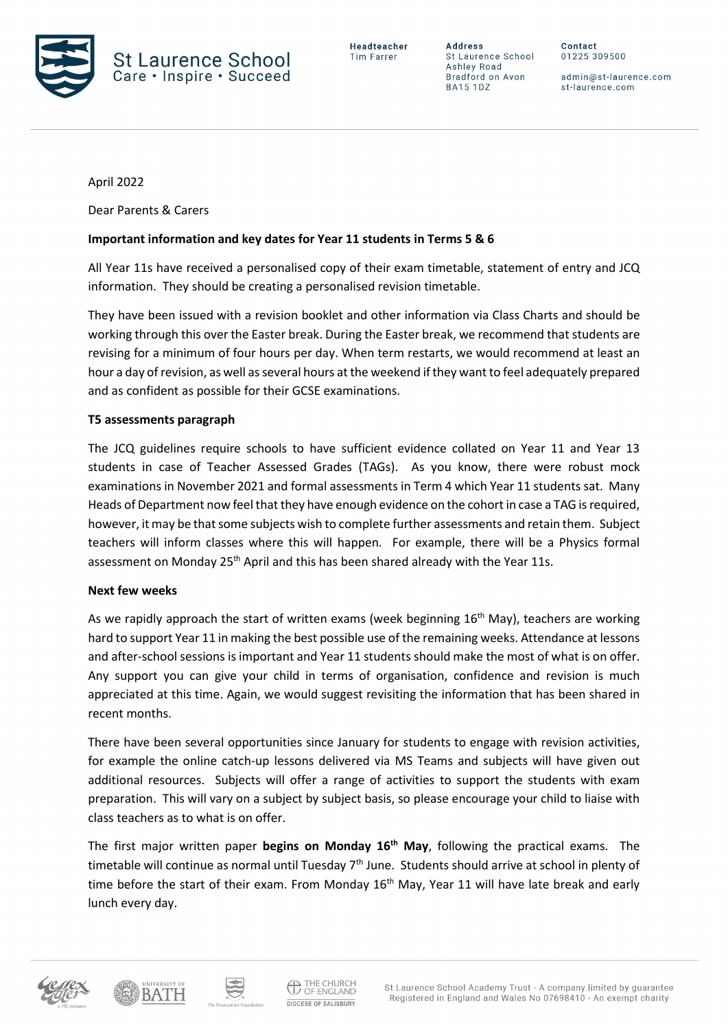St Laurence School
Care • Inspire • Succeed

**Headteacher**
Tim Farrer

**Address**
St Laurence School
Ashley Road
Bradford on Avon
BA15 1DZ

**Contact**
01225 309500

admin@st-laurence.com
st-laurence.com

April 2022

Dear Parents & Carers

**Important information and key dates for Year 11 students in Terms 5 & 6**

All Year 11s have received a personalised copy of their exam timetable, statement of entry and JCQ information. They should be creating a personalised revision timetable.

They have been issued with a revision booklet and other information via Class Charts and should be working through this over the Easter break. During the Easter break, we recommend that students are revising for a minimum of four hours per day. When term restarts, we would recommend at least an hour a day of revision, as well as several hours at the weekend if they want to feel adequately prepared and as confident as possible for their GCSE examinations.

**T5 assessments paragraph**

The JCQ guidelines require schools to have sufficient evidence collated on Year 11 and Year 13 students in case of Teacher Assessed Grades (TAGs). As you know, there were robust mock examinations in November 2021 and formal assessments in Term 4 which Year 11 students sat. Many Heads of Department now feel that they have enough evidence on the cohort in case a TAG is required, however, it may be that some subjects wish to complete further assessments and retain them. Subject teachers will inform classes where this will happen. For example, there will be a Physics formal assessment on Monday 25th April and this has been shared already with the Year 11s.

**Next few weeks**

As we rapidly approach the start of written exams (week beginning 16th May), teachers are working hard to support Year 11 in making the best possible use of the remaining weeks. Attendance at lessons and after-school sessions is important and Year 11 students should make the most of what is on offer. Any support you can give your child in terms of organisation, confidence and revision is much appreciated at this time. Again, we would suggest revisiting the information that has been shared in recent months.

There have been several opportunities since January for students to engage with revision activities, for example the online catch-up lessons delivered via MS Teams and subjects will have given out additional resources. Subjects will offer a range of activities to support the students with exam preparation. This will vary on a subject by subject basis, so please encourage your child to liaise with class teachers as to what is on offer.

The first major written paper **begins on Monday 16th May**, following the practical exams. The timetable will continue as normal until Tuesday 7th June. Students should arrive at school in plenty of time before the start of their exam. From Monday 16th May, Year 11 will have late break and early lunch every day.

St Laurence School Academy Trust - A company limited by guarantee
Registered in England and Wales No 07698410 - An exempt charity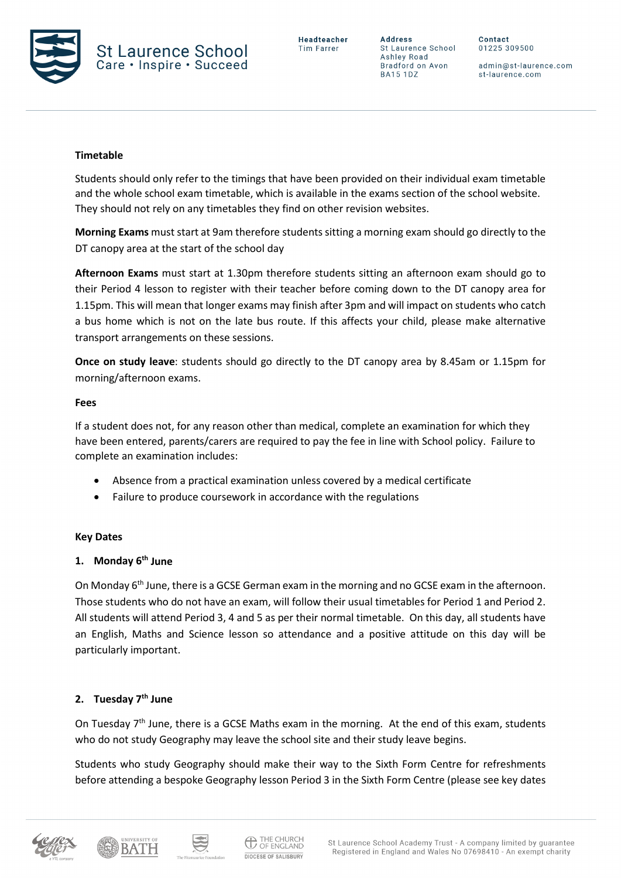**Timetable**

Students should only refer to the timings that have been provided on their individual exam timetable and the whole school exam timetable, which is available in the exams section of the school website. They should not rely on any timetables they find on other revision websites.

**Morning Exams** must start at 9am therefore students sitting a morning exam should go directly to the DT canopy area at the start of the school day

**Afternoon Exams** must start at 1.30pm therefore students sitting an afternoon exam should go to their Period 4 lesson to register with their teacher before coming down to the DT canopy area for 1.15pm. This will mean that longer exams may finish after 3pm and will impact on students who catch a bus home which is not on the late bus route. If this affects your child, please make alternative transport arrangements on these sessions.

**Once on study leave**: students should go directly to the DT canopy area by 8.45am or 1.15pm for morning/afternoon exams.

**Fees**

If a student does not, for any reason other than medical, complete an examination for which they have been entered, parents/carers are required to pay the fee in line with School policy. Failure to complete an examination includes:

- Absence from a practical examination unless covered by a medical certificate
- Failure to produce coursework in accordance with the regulations

**Key Dates**

**1. Monday 6th June**

On Monday 6th June, there is a GCSE German exam in the morning and no GCSE exam in the afternoon. Those students who do not have an exam, will follow their usual timetables for Period 1 and Period 2. All students will attend Period 3, 4 and 5 as per their normal timetable. On this day, all students have an English, Maths and Science lesson so attendance and a positive attitude on this day will be particularly important.

**2. Tuesday 7th June**

On Tuesday 7th June, there is a GCSE Maths exam in the morning. At the end of this exam, students who do not study Geography may leave the school site and their study leave begins.

Students who study Geography should make their way to the Sixth Form Centre for refreshments before attending a bespoke Geography lesson Period 3 in the Sixth Form Centre (please see key dates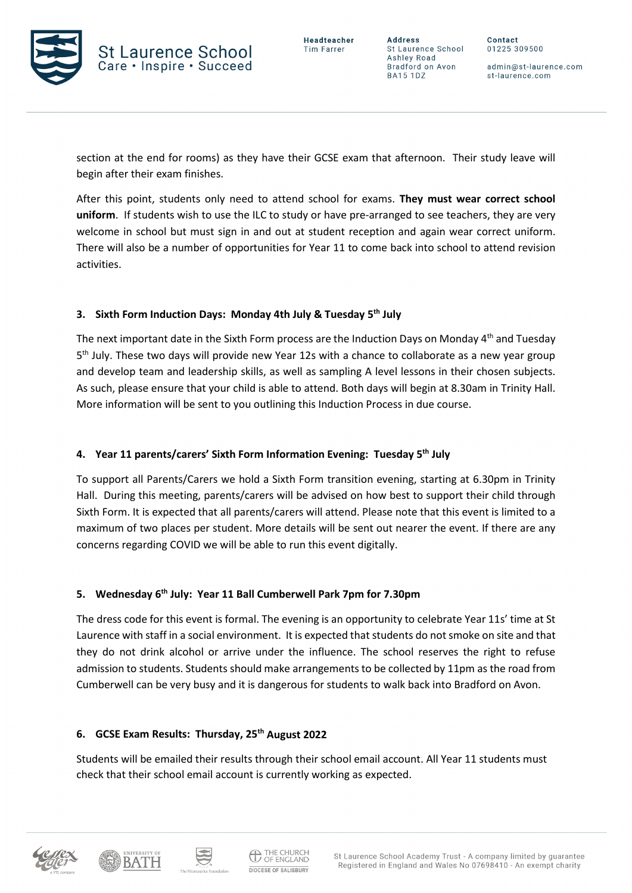section at the end for rooms) as they have their GCSE exam that afternoon. Their study leave will begin after their exam finishes.

After this point, students only need to attend school for exams. **They must wear correct school uniform**. If students wish to use the ILC to study or have pre-arranged to see teachers, they are very welcome in school but must sign in and out at student reception and again wear correct uniform. There will also be a number of opportunities for Year 11 to come back into school to attend revision activities.

### 3. Sixth Form Induction Days: Monday 4th July & Tuesday 5th July

The next important date in the Sixth Form process are the Induction Days on Monday 4th and Tuesday 5th July. These two days will provide new Year 12s with a chance to collaborate as a new year group and develop team and leadership skills, as well as sampling A level lessons in their chosen subjects. As such, please ensure that your child is able to attend. Both days will begin at 8.30am in Trinity Hall. More information will be sent to you outlining this Induction Process in due course.

### 4. Year 11 parents/carers' Sixth Form Information Evening: Tuesday 5th July

To support all Parents/Carers we hold a Sixth Form transition evening, starting at 6.30pm in Trinity Hall. During this meeting, parents/carers will be advised on how best to support their child through Sixth Form. It is expected that all parents/carers will attend. Please note that this event is limited to a maximum of two places per student. More details will be sent out nearer the event. If there are any concerns regarding COVID we will be able to run this event digitally.

### 5. Wednesday 6th July: Year 11 Ball Cumberwell Park 7pm for 7.30pm

The dress code for this event is formal. The evening is an opportunity to celebrate Year 11s' time at St Laurence with staff in a social environment. It is expected that students do not smoke on site and that they do not drink alcohol or arrive under the influence. The school reserves the right to refuse admission to students. Students should make arrangements to be collected by 11pm as the road from Cumberwell can be very busy and it is dangerous for students to walk back into Bradford on Avon.

### 6. GCSE Exam Results: Thursday, 25th August 2022

Students will be emailed their results through their school email account. All Year 11 students must check that their school email account is currently working as expected.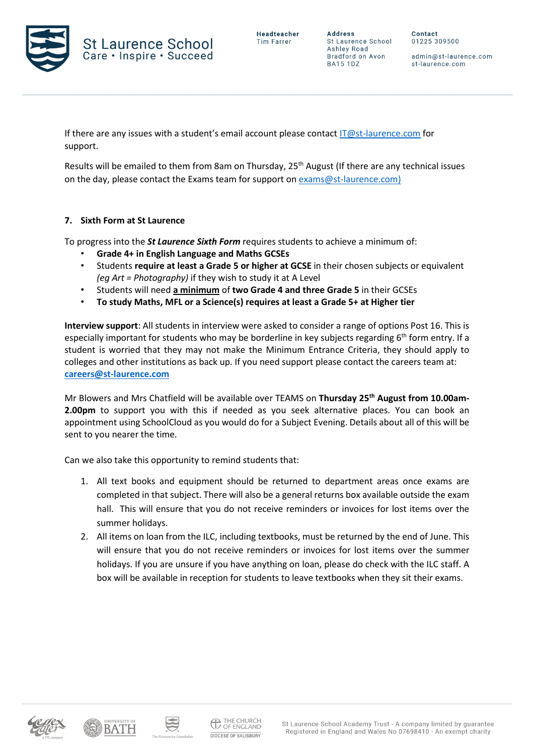If there are any issues with a student's email account please contact [IT@st-laurence.com](mailto:IT@st-laurence.com) for support.

Results will be emailed to them from 8am on Thursday, 25th August (If there are any technical issues on the day, please contact the Exams team for support on [exams@st-laurence.com)](mailto:exams@st-laurence.com)

**7. Sixth Form at St Laurence**

To progress into the ***St Laurence Sixth Form*** requires students to achieve a minimum of:

- **Grade 4+ in English Language and Maths GCSEs**
- Students **require at least a Grade 5 or higher at GCSE** in their chosen subjects or equivalent *(eg Art = Photography)* if they wish to study it at A Level
- Students will need **a minimum** of **two Grade 4 and three Grade 5** in their GCSEs
- **To study Maths, MFL or a Science(s) requires at least a Grade 5+ at Higher tier**

**Interview support**: All students in interview were asked to consider a range of options Post 16. This is especially important for students who may be borderline in key subjects regarding 6th form entry. If a student is worried that they may not make the Minimum Entrance Criteria, they should apply to colleges and other institutions as back up. If you need support please contact the careers team at: **[careers@st-laurence.com](mailto:careers@st-laurence.com)**

Mr Blowers and Mrs Chatfield will be available over TEAMS on **Thursday 25th August from 10.00am-2.00pm** to support you with this if needed as you seek alternative places. You can book an appointment using SchoolCloud as you would do for a Subject Evening. Details about all of this will be sent to you nearer the time.

Can we also take this opportunity to remind students that:

1. All text books and equipment should be returned to department areas once exams are completed in that subject. There will also be a general returns box available outside the exam hall. This will ensure that you do not receive reminders or invoices for lost items over the summer holidays.
2. All items on loan from the ILC, including textbooks, must be returned by the end of June. This will ensure that you do not receive reminders or invoices for lost items over the summer holidays. If you are unsure if you have anything on loan, please do check with the ILC staff. A box will be available in reception for students to leave textbooks when they sit their exams.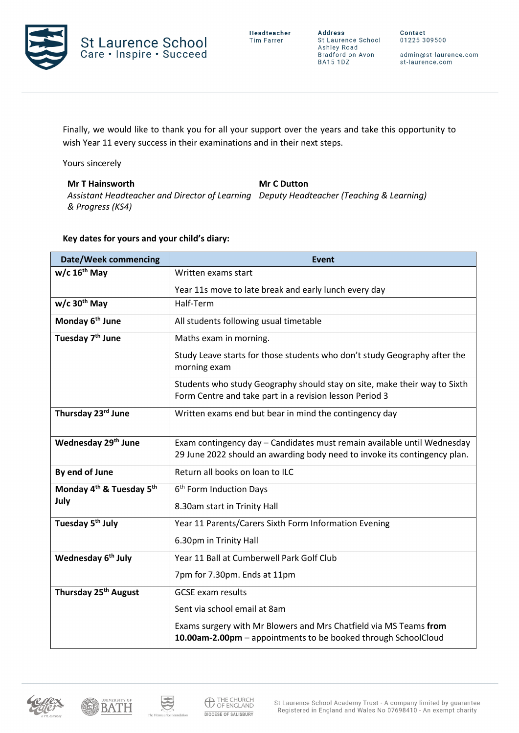Finally, we would like to thank you for all your support over the years and take this opportunity to wish Year 11 every success in their examinations and in their next steps.

Yours sincerely

**Mr T Hainsworth**
*Assistant Headteacher and Director of Learning & Progress (KS4)*

**Mr C Dutton**
*Deputy Headteacher (Teaching & Learning)*

**Key dates for yours and your child's diary:**

| Date/Week commencing | Event |
|---|---|
| **w/c 16th May** | Written exams start<br><br>Year 11s move to late break and early lunch every day |
| **w/c 30th May** | Half-Term |
| **Monday 6th June** | All students following usual timetable |
| **Tuesday 7th June** | Maths exam in morning.<br><br>Study Leave starts for those students who don't study Geography after the morning exam<br><br>Students who study Geography should stay on site, make their way to Sixth Form Centre and take part in a revision lesson Period 3 |
| **Thursday 23rd June** | Written exams end but bear in mind the contingency day |
| **Wednesday 29th June** | Exam contingency day – Candidates must remain available until Wednesday 29 June 2022 should an awarding body need to invoke its contingency plan. |
| **By end of June** | Return all books on loan to ILC |
| **Monday 4th & Tuesday 5th July** | 6th Form Induction Days<br><br>8.30am start in Trinity Hall |
| **Tuesday 5th July** | Year 11 Parents/Carers Sixth Form Information Evening<br><br>6.30pm in Trinity Hall |
| **Wednesday 6th July** | Year 11 Ball at Cumberwell Park Golf Club<br><br>7pm for 7.30pm. Ends at 11pm |
| **Thursday 25th August** | GCSE exam results<br><br>Sent via school email at 8am<br><br>Exams surgery with Mr Blowers and Mrs Chatfield via MS Teams **from 10.00am-2.00pm** – appointments to be booked through SchoolCloud |